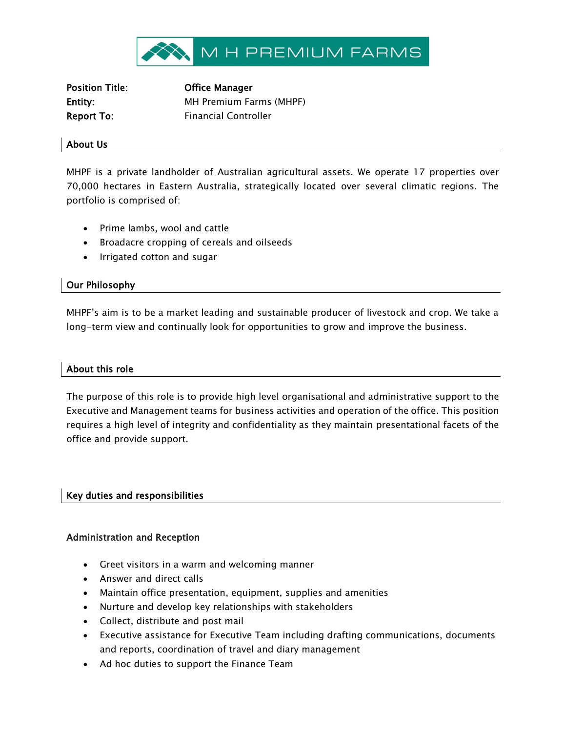M H PREMIUM FARMS

**Position Title:** **Office Manager**
**Entity:** MH Premium Farms (MHPF)
**Report To:** Financial Controller

## About Us

MHPF is a private landholder of Australian agricultural assets. We operate 17 properties over 70,000 hectares in Eastern Australia, strategically located over several climatic regions. The portfolio is comprised of:

- Prime lambs, wool and cattle
- Broadacre cropping of cereals and oilseeds
- Irrigated cotton and sugar

## Our Philosophy

MHPF's aim is to be a market leading and sustainable producer of livestock and crop. We take a long-term view and continually look for opportunities to grow and improve the business.

## About this role

The purpose of this role is to provide high level organisational and administrative support to the Executive and Management teams for business activities and operation of the office. This position requires a high level of integrity and confidentiality as they maintain presentational facets of the office and provide support.

## Key duties and responsibilities

### Administration and Reception

- Greet visitors in a warm and welcoming manner
- Answer and direct calls
- Maintain office presentation, equipment, supplies and amenities
- Nurture and develop key relationships with stakeholders
- Collect, distribute and post mail
- Executive assistance for Executive Team including drafting communications, documents and reports, coordination of travel and diary management
- Ad hoc duties to support the Finance Team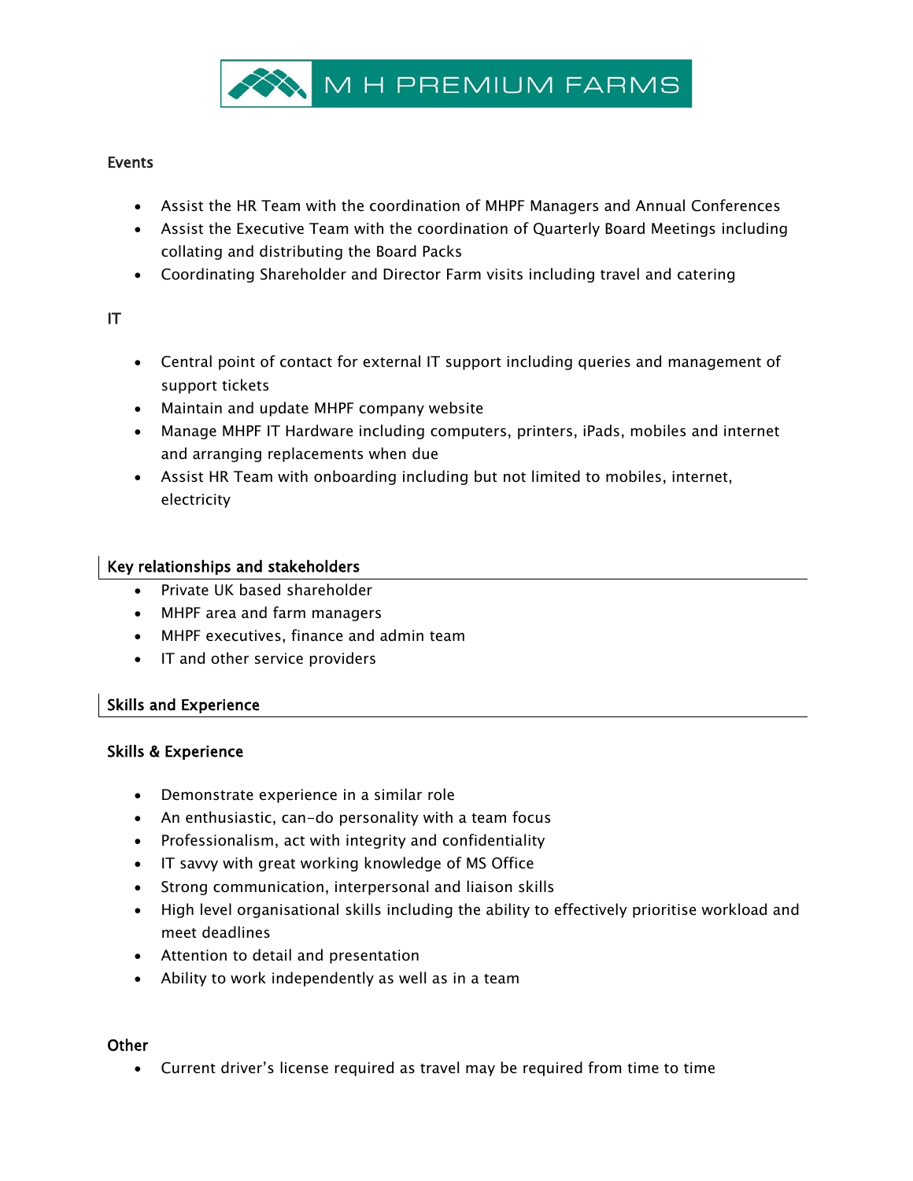### Events

- Assist the HR Team with the coordination of MHPF Managers and Annual Conferences
- Assist the Executive Team with the coordination of Quarterly Board Meetings including collating and distributing the Board Packs
- Coordinating Shareholder and Director Farm visits including travel and catering

### IT

- Central point of contact for external IT support including queries and management of support tickets
- Maintain and update MHPF company website
- Manage MHPF IT Hardware including computers, printers, iPads, mobiles and internet and arranging replacements when due
- Assist HR Team with onboarding including but not limited to mobiles, internet, electricity

## Key relationships and stakeholders

- Private UK based shareholder
- MHPF area and farm managers
- MHPF executives, finance and admin team
- IT and other service providers

## Skills and Experience

### Skills & Experience

- Demonstrate experience in a similar role
- An enthusiastic, can-do personality with a team focus
- Professionalism, act with integrity and confidentiality
- IT savvy with great working knowledge of MS Office
- Strong communication, interpersonal and liaison skills
- High level organisational skills including the ability to effectively prioritise workload and meet deadlines
- Attention to detail and presentation
- Ability to work independently as well as in a team

### Other

- Current driver's license required as travel may be required from time to time